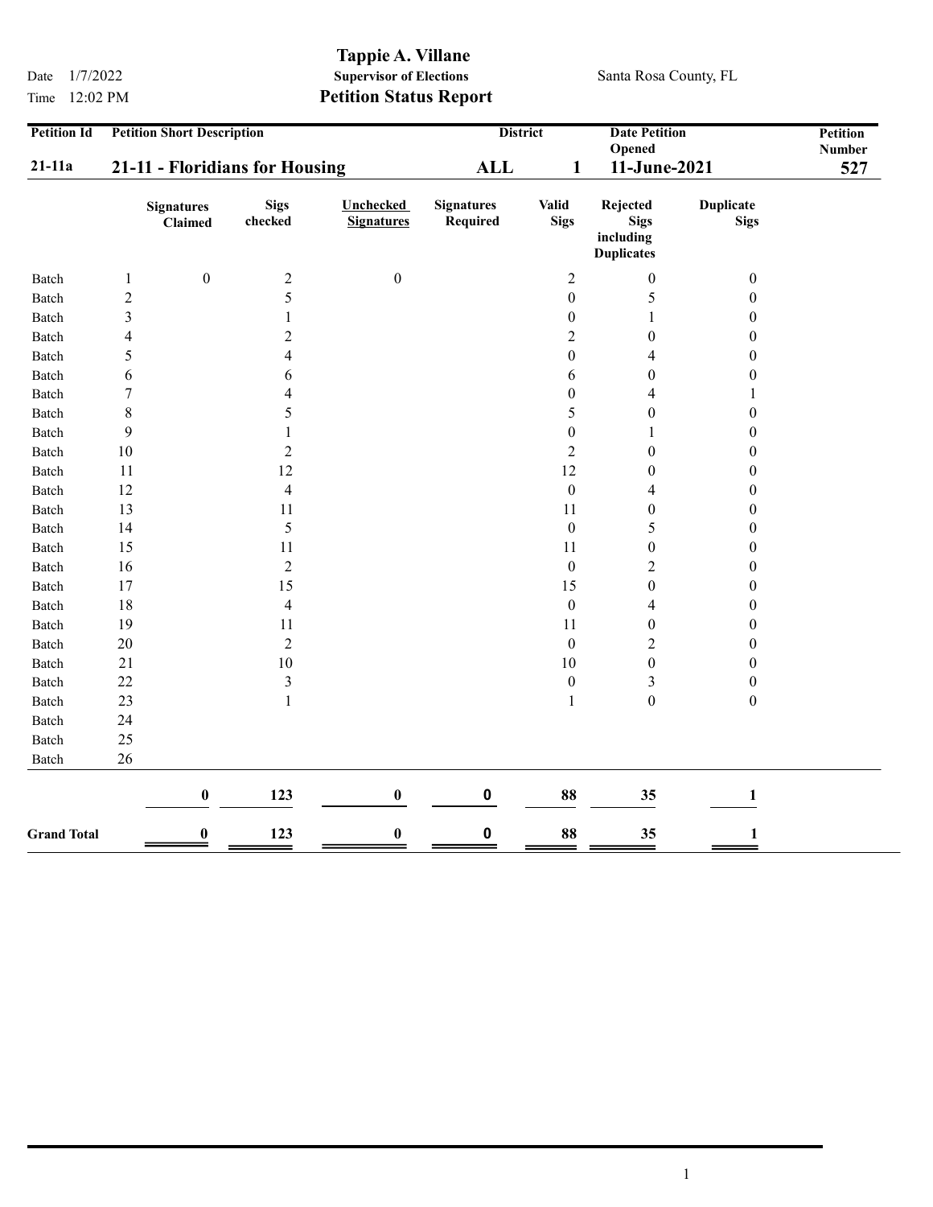**Tappie A. Villane**
**Supervisor of Elections**
**Petition Status Report**

Date 1/7/2022
Time 12:02 PM

Santa Rosa County, FL

| Petition Id | Petition Short Description | District | | Date Petition Opened | Petition Number |
|---|---|---|---|---|---|
| **21-11a** | **21-11 - Floridians for Housing** | **ALL** | **1** | **11-June-2021** | **527** |

| | | Signatures Claimed | Sigs checked | Unchecked Signatures | Signatures Required | Valid Sigs | Rejected Sigs including Duplicates | Duplicate Sigs |
|---|---|---|---|---|---|---|---|---|
| Batch | 1 | 0 | 2 | 0 | | 2 | 0 | 0 |
| Batch | 2 | | 5 | | | 0 | 5 | 0 |
| Batch | 3 | | 1 | | | 0 | 1 | 0 |
| Batch | 4 | | 2 | | | 2 | 0 | 0 |
| Batch | 5 | | 4 | | | 0 | 4 | 0 |
| Batch | 6 | | 6 | | | 6 | 0 | 0 |
| Batch | 7 | | 4 | | | 0 | 4 | 1 |
| Batch | 8 | | 5 | | | 5 | 0 | 0 |
| Batch | 9 | | 1 | | | 0 | 1 | 0 |
| Batch | 10 | | 2 | | | 2 | 0 | 0 |
| Batch | 11 | | 12 | | | 12 | 0 | 0 |
| Batch | 12 | | 4 | | | 0 | 4 | 0 |
| Batch | 13 | | 11 | | | 11 | 0 | 0 |
| Batch | 14 | | 5 | | | 0 | 5 | 0 |
| Batch | 15 | | 11 | | | 11 | 0 | 0 |
| Batch | 16 | | 2 | | | 0 | 2 | 0 |
| Batch | 17 | | 15 | | | 15 | 0 | 0 |
| Batch | 18 | | 4 | | | 0 | 4 | 0 |
| Batch | 19 | | 11 | | | 11 | 0 | 0 |
| Batch | 20 | | 2 | | | 0 | 2 | 0 |
| Batch | 21 | | 10 | | | 10 | 0 | 0 |
| Batch | 22 | | 3 | | | 0 | 3 | 0 |
| Batch | 23 | | 1 | | | 1 | 0 | 0 |
| Batch | 24 | | | | | | | |
| Batch | 25 | | | | | | | |
| Batch | 26 | | | | | | | |
| | | **0** | **123** | **0** | **0** | **88** | **35** | **1** |
| **Grand Total** | | **0** | **123** | **0** | **0** | **88** | **35** | **1** |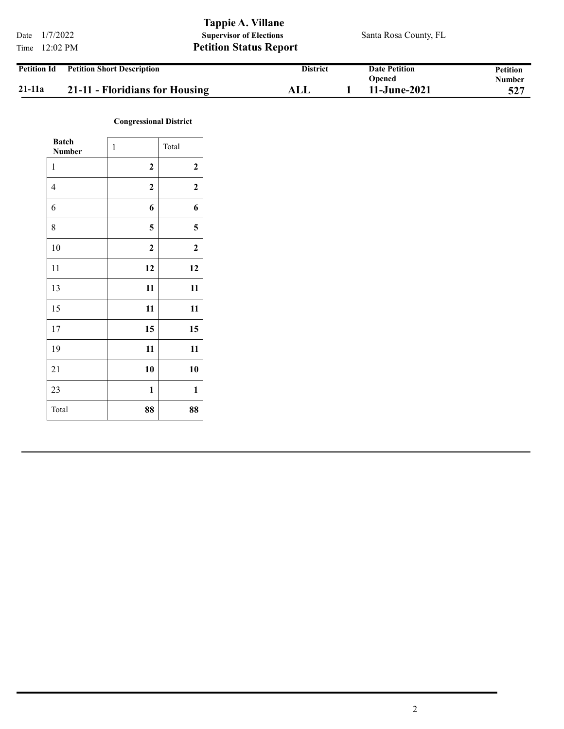Date 1/7/2022
Time 12:02 PM

**Tappie A. Villane**
**Supervisor of Elections**
**Petition Status Report**

Santa Rosa County, FL

| Petition Id | Petition Short Description | District | | Date Petition Opened | Petition Number |
|---|---|---|---|---|---|
| **21-11a** | **21-11 - Floridians for Housing** | **ALL** | **1** | **11-June-2021** | **527** |

**Congressional District**

| Batch Number | 1 | Total |
|---|---|---|
| 1 | **2** | **2** |
| 4 | **2** | **2** |
| 6 | **6** | **6** |
| 8 | **5** | **5** |
| 10 | **2** | **2** |
| 11 | **12** | **12** |
| 13 | **11** | **11** |
| 15 | **11** | **11** |
| 17 | **15** | **15** |
| 19 | **11** | **11** |
| 21 | **10** | **10** |
| 23 | **1** | **1** |
| Total | **88** | **88** |